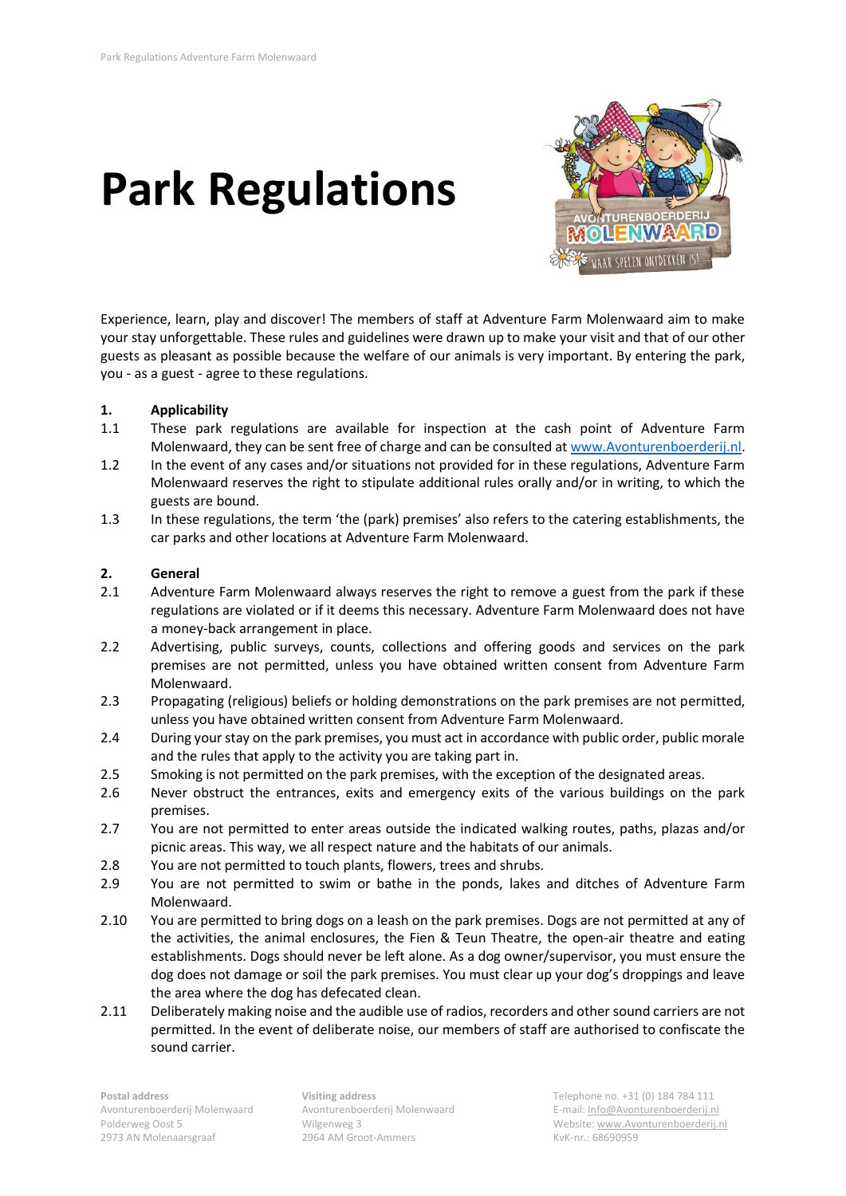# Park Regulations

Experience, learn, play and discover! The members of staff at Adventure Farm Molenwaard aim to make your stay unforgettable. These rules and guidelines were drawn up to make your visit and that of our other guests as pleasant as possible because the welfare of our animals is very important. By entering the park, you - as a guest - agree to these regulations.

## 1. Applicability

1.1 These park regulations are available for inspection at the cash point of Adventure Farm Molenwaard, they can be sent free of charge and can be consulted at www.Avonturenboerderij.nl.

1.2 In the event of any cases and/or situations not provided for in these regulations, Adventure Farm Molenwaard reserves the right to stipulate additional rules orally and/or in writing, to which the guests are bound.

1.3 In these regulations, the term 'the (park) premises' also refers to the catering establishments, the car parks and other locations at Adventure Farm Molenwaard.

## 2. General

2.1 Adventure Farm Molenwaard always reserves the right to remove a guest from the park if these regulations are violated or if it deems this necessary. Adventure Farm Molenwaard does not have a money-back arrangement in place.

2.2 Advertising, public surveys, counts, collections and offering goods and services on the park premises are not permitted, unless you have obtained written consent from Adventure Farm Molenwaard.

2.3 Propagating (religious) beliefs or holding demonstrations on the park premises are not permitted, unless you have obtained written consent from Adventure Farm Molenwaard.

2.4 During your stay on the park premises, you must act in accordance with public order, public morale and the rules that apply to the activity you are taking part in.

2.5 Smoking is not permitted on the park premises, with the exception of the designated areas.

2.6 Never obstruct the entrances, exits and emergency exits of the various buildings on the park premises.

2.7 You are not permitted to enter areas outside the indicated walking routes, paths, plazas and/or picnic areas. This way, we all respect nature and the habitats of our animals.

2.8 You are not permitted to touch plants, flowers, trees and shrubs.

2.9 You are not permitted to swim or bathe in the ponds, lakes and ditches of Adventure Farm Molenwaard.

2.10 You are permitted to bring dogs on a leash on the park premises. Dogs are not permitted at any of the activities, the animal enclosures, the Fien & Teun Theatre, the open-air theatre and eating establishments. Dogs should never be left alone. As a dog owner/supervisor, you must ensure the dog does not damage or soil the park premises. You must clear up your dog's droppings and leave the area where the dog has defecated clean.

2.11 Deliberately making noise and the audible use of radios, recorders and other sound carriers are not permitted. In the event of deliberate noise, our members of staff are authorised to confiscate the sound carrier.

**Postal address**
Avonturenboerderij Molenwaard
Polderweg Oost 5
2973 AN Molenaarsgraaf

**Visiting address**
Avonturenboerderij Molenwaard
Wilgenweg 3
2964 AM Groot-Ammers

Telephone no. +31 (0) 184 784 111
E-mail: Info@Avonturenboerderij.nl
Website: www.Avonturenboerderij.nl
KvK-nr.: 68690959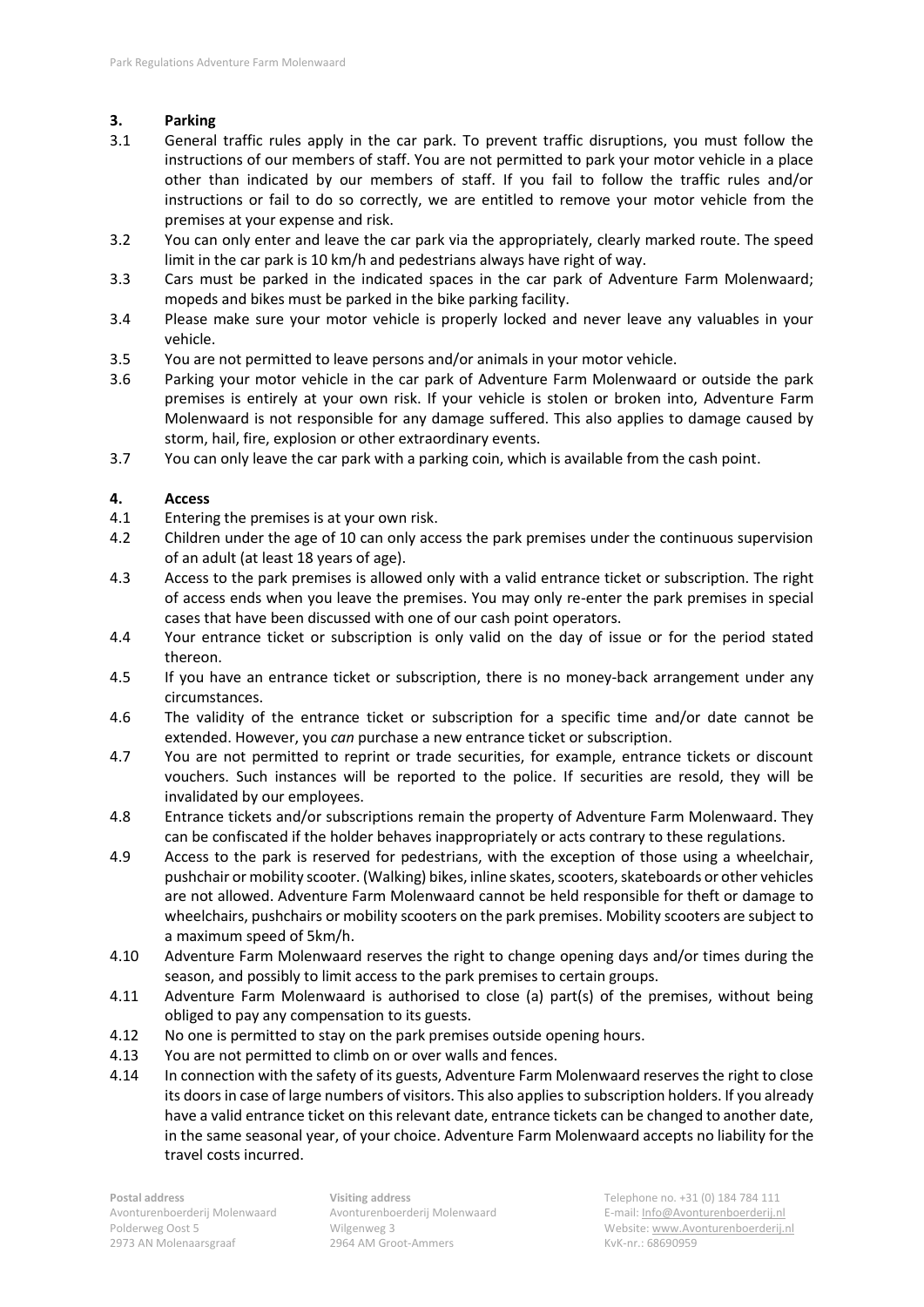## 3. Parking

3.1 General traffic rules apply in the car park. To prevent traffic disruptions, you must follow the instructions of our members of staff. You are not permitted to park your motor vehicle in a place other than indicated by our members of staff. If you fail to follow the traffic rules and/or instructions or fail to do so correctly, we are entitled to remove your motor vehicle from the premises at your expense and risk.

3.2 You can only enter and leave the car park via the appropriately, clearly marked route. The speed limit in the car park is 10 km/h and pedestrians always have right of way.

3.3 Cars must be parked in the indicated spaces in the car park of Adventure Farm Molenwaard; mopeds and bikes must be parked in the bike parking facility.

3.4 Please make sure your motor vehicle is properly locked and never leave any valuables in your vehicle.

3.5 You are not permitted to leave persons and/or animals in your motor vehicle.

3.6 Parking your motor vehicle in the car park of Adventure Farm Molenwaard or outside the park premises is entirely at your own risk. If your vehicle is stolen or broken into, Adventure Farm Molenwaard is not responsible for any damage suffered. This also applies to damage caused by storm, hail, fire, explosion or other extraordinary events.

3.7 You can only leave the car park with a parking coin, which is available from the cash point.

## 4. Access

4.1 Entering the premises is at your own risk.

4.2 Children under the age of 10 can only access the park premises under the continuous supervision of an adult (at least 18 years of age).

4.3 Access to the park premises is allowed only with a valid entrance ticket or subscription. The right of access ends when you leave the premises. You may only re-enter the park premises in special cases that have been discussed with one of our cash point operators.

4.4 Your entrance ticket or subscription is only valid on the day of issue or for the period stated thereon.

4.5 If you have an entrance ticket or subscription, there is no money-back arrangement under any circumstances.

4.6 The validity of the entrance ticket or subscription for a specific time and/or date cannot be extended. However, you *can* purchase a new entrance ticket or subscription.

4.7 You are not permitted to reprint or trade securities, for example, entrance tickets or discount vouchers. Such instances will be reported to the police. If securities are resold, they will be invalidated by our employees.

4.8 Entrance tickets and/or subscriptions remain the property of Adventure Farm Molenwaard. They can be confiscated if the holder behaves inappropriately or acts contrary to these regulations.

4.9 Access to the park is reserved for pedestrians, with the exception of those using a wheelchair, pushchair or mobility scooter. (Walking) bikes, inline skates, scooters, skateboards or other vehicles are not allowed. Adventure Farm Molenwaard cannot be held responsible for theft or damage to wheelchairs, pushchairs or mobility scooters on the park premises. Mobility scooters are subject to a maximum speed of 5km/h.

4.10 Adventure Farm Molenwaard reserves the right to change opening days and/or times during the season, and possibly to limit access to the park premises to certain groups.

4.11 Adventure Farm Molenwaard is authorised to close (a) part(s) of the premises, without being obliged to pay any compensation to its guests.

4.12 No one is permitted to stay on the park premises outside opening hours.

4.13 You are not permitted to climb on or over walls and fences.

4.14 In connection with the safety of its guests, Adventure Farm Molenwaard reserves the right to close its doors in case of large numbers of visitors. This also applies to subscription holders. If you already have a valid entrance ticket on this relevant date, entrance tickets can be changed to another date, in the same seasonal year, of your choice. Adventure Farm Molenwaard accepts no liability for the travel costs incurred.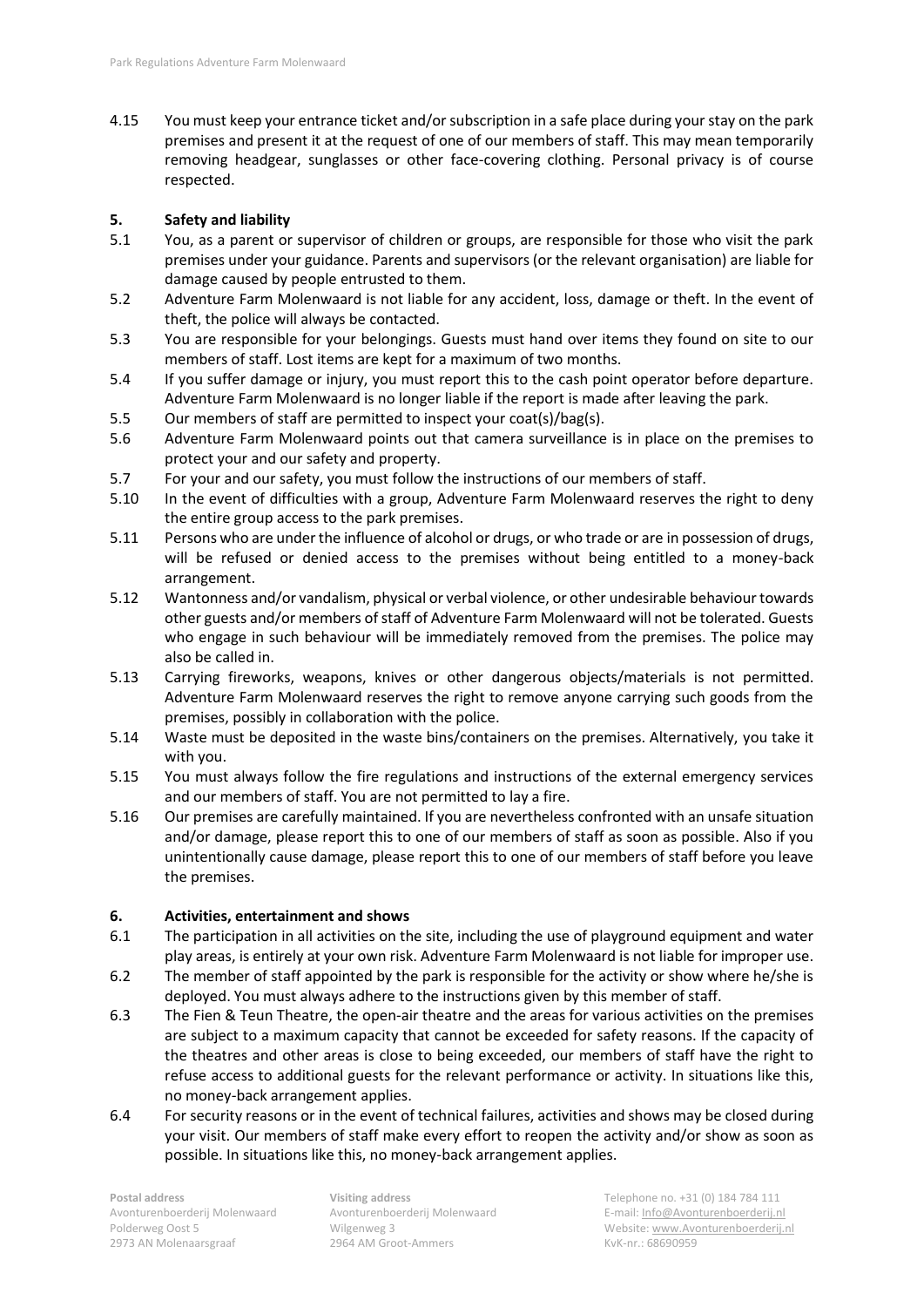4.15 You must keep your entrance ticket and/or subscription in a safe place during your stay on the park premises and present it at the request of one of our members of staff. This may mean temporarily removing headgear, sunglasses or other face-covering clothing. Personal privacy is of course respected.

## 5. Safety and liability

5.1 You, as a parent or supervisor of children or groups, are responsible for those who visit the park premises under your guidance. Parents and supervisors (or the relevant organisation) are liable for damage caused by people entrusted to them.

5.2 Adventure Farm Molenwaard is not liable for any accident, loss, damage or theft. In the event of theft, the police will always be contacted.

5.3 You are responsible for your belongings. Guests must hand over items they found on site to our members of staff. Lost items are kept for a maximum of two months.

5.4 If you suffer damage or injury, you must report this to the cash point operator before departure. Adventure Farm Molenwaard is no longer liable if the report is made after leaving the park.

5.5 Our members of staff are permitted to inspect your coat(s)/bag(s).

5.6 Adventure Farm Molenwaard points out that camera surveillance is in place on the premises to protect your and our safety and property.

5.7 For your and our safety, you must follow the instructions of our members of staff.

5.10 In the event of difficulties with a group, Adventure Farm Molenwaard reserves the right to deny the entire group access to the park premises.

5.11 Persons who are under the influence of alcohol or drugs, or who trade or are in possession of drugs, will be refused or denied access to the premises without being entitled to a money-back arrangement.

5.12 Wantonness and/or vandalism, physical or verbal violence, or other undesirable behaviour towards other guests and/or members of staff of Adventure Farm Molenwaard will not be tolerated. Guests who engage in such behaviour will be immediately removed from the premises. The police may also be called in.

5.13 Carrying fireworks, weapons, knives or other dangerous objects/materials is not permitted. Adventure Farm Molenwaard reserves the right to remove anyone carrying such goods from the premises, possibly in collaboration with the police.

5.14 Waste must be deposited in the waste bins/containers on the premises. Alternatively, you take it with you.

5.15 You must always follow the fire regulations and instructions of the external emergency services and our members of staff. You are not permitted to lay a fire.

5.16 Our premises are carefully maintained. If you are nevertheless confronted with an unsafe situation and/or damage, please report this to one of our members of staff as soon as possible. Also if you unintentionally cause damage, please report this to one of our members of staff before you leave the premises.

## 6. Activities, entertainment and shows

6.1 The participation in all activities on the site, including the use of playground equipment and water play areas, is entirely at your own risk. Adventure Farm Molenwaard is not liable for improper use.

6.2 The member of staff appointed by the park is responsible for the activity or show where he/she is deployed. You must always adhere to the instructions given by this member of staff.

6.3 The Fien & Teun Theatre, the open-air theatre and the areas for various activities on the premises are subject to a maximum capacity that cannot be exceeded for safety reasons. If the capacity of the theatres and other areas is close to being exceeded, our members of staff have the right to refuse access to additional guests for the relevant performance or activity. In situations like this, no money-back arrangement applies.

6.4 For security reasons or in the event of technical failures, activities and shows may be closed during your visit. Our members of staff make every effort to reopen the activity and/or show as soon as possible. In situations like this, no money-back arrangement applies.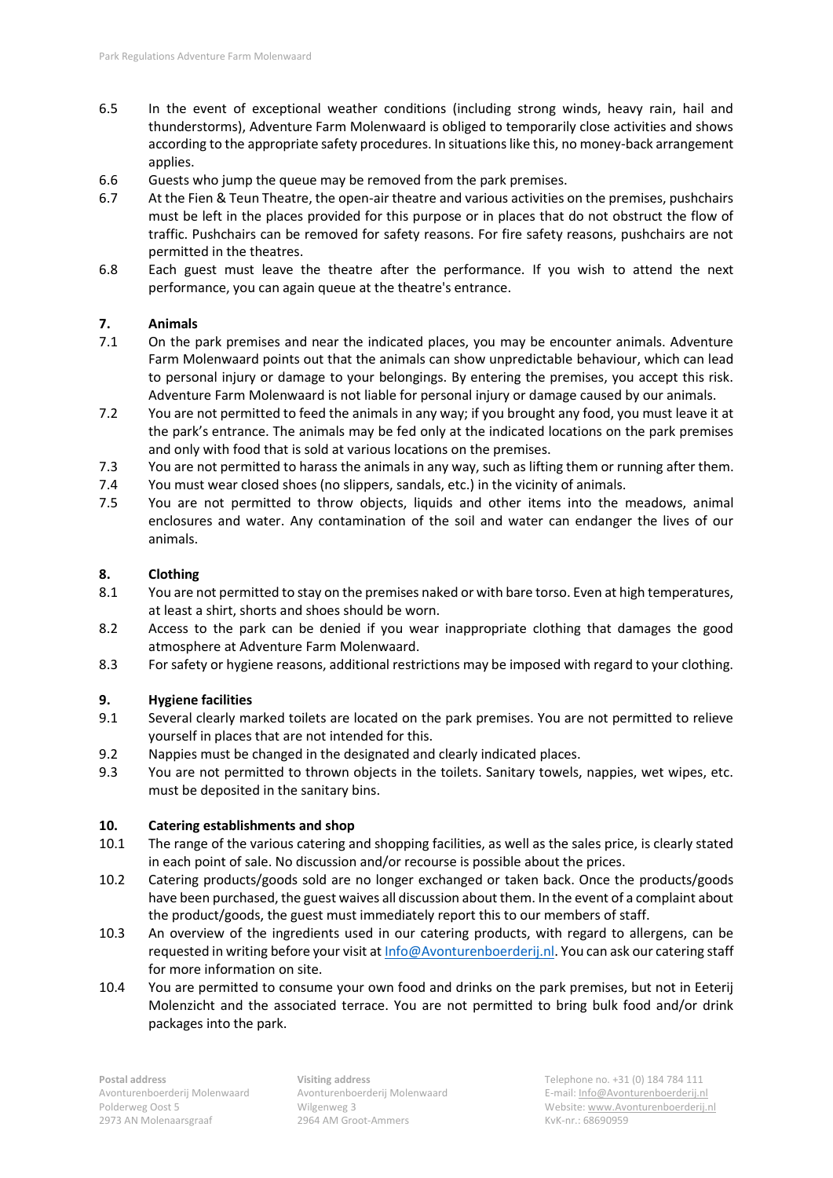6.5 In the event of exceptional weather conditions (including strong winds, heavy rain, hail and thunderstorms), Adventure Farm Molenwaard is obliged to temporarily close activities and shows according to the appropriate safety procedures. In situations like this, no money-back arrangement applies.

6.6 Guests who jump the queue may be removed from the park premises.

6.7 At the Fien & Teun Theatre, the open-air theatre and various activities on the premises, pushchairs must be left in the places provided for this purpose or in places that do not obstruct the flow of traffic. Pushchairs can be removed for safety reasons. For fire safety reasons, pushchairs are not permitted in the theatres.

6.8 Each guest must leave the theatre after the performance. If you wish to attend the next performance, you can again queue at the theatre's entrance.

## 7. Animals

7.1 On the park premises and near the indicated places, you may be encounter animals. Adventure Farm Molenwaard points out that the animals can show unpredictable behaviour, which can lead to personal injury or damage to your belongings. By entering the premises, you accept this risk. Adventure Farm Molenwaard is not liable for personal injury or damage caused by our animals.

7.2 You are not permitted to feed the animals in any way; if you brought any food, you must leave it at the park's entrance. The animals may be fed only at the indicated locations on the park premises and only with food that is sold at various locations on the premises.

7.3 You are not permitted to harass the animals in any way, such as lifting them or running after them.

7.4 You must wear closed shoes (no slippers, sandals, etc.) in the vicinity of animals.

7.5 You are not permitted to throw objects, liquids and other items into the meadows, animal enclosures and water. Any contamination of the soil and water can endanger the lives of our animals.

## 8. Clothing

8.1 You are not permitted to stay on the premises naked or with bare torso. Even at high temperatures, at least a shirt, shorts and shoes should be worn.

8.2 Access to the park can be denied if you wear inappropriate clothing that damages the good atmosphere at Adventure Farm Molenwaard.

8.3 For safety or hygiene reasons, additional restrictions may be imposed with regard to your clothing.

## 9. Hygiene facilities

9.1 Several clearly marked toilets are located on the park premises. You are not permitted to relieve yourself in places that are not intended for this.

9.2 Nappies must be changed in the designated and clearly indicated places.

9.3 You are not permitted to thrown objects in the toilets. Sanitary towels, nappies, wet wipes, etc. must be deposited in the sanitary bins.

## 10. Catering establishments and shop

10.1 The range of the various catering and shopping facilities, as well as the sales price, is clearly stated in each point of sale. No discussion and/or recourse is possible about the prices.

10.2 Catering products/goods sold are no longer exchanged or taken back. Once the products/goods have been purchased, the guest waives all discussion about them. In the event of a complaint about the product/goods, the guest must immediately report this to our members of staff.

10.3 An overview of the ingredients used in our catering products, with regard to allergens, can be requested in writing before your visit at Info@Avonturenboerderij.nl. You can ask our catering staff for more information on site.

10.4 You are permitted to consume your own food and drinks on the park premises, but not in Eeterij Molenzicht and the associated terrace. You are not permitted to bring bulk food and/or drink packages into the park.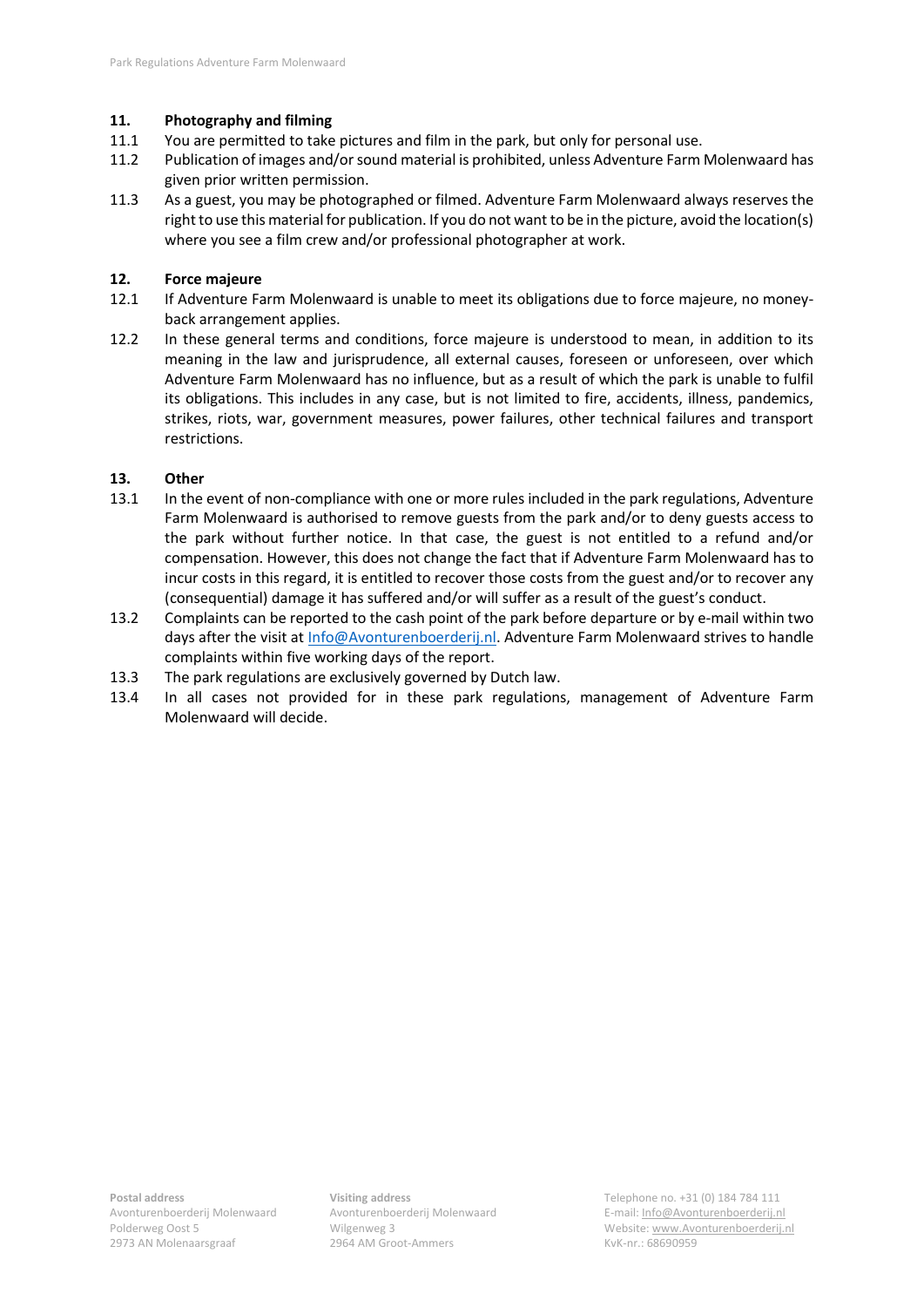## 11. Photography and filming

11.1 You are permitted to take pictures and film in the park, but only for personal use.

11.2 Publication of images and/or sound material is prohibited, unless Adventure Farm Molenwaard has given prior written permission.

11.3 As a guest, you may be photographed or filmed. Adventure Farm Molenwaard always reserves the right to use this material for publication. If you do not want to be in the picture, avoid the location(s) where you see a film crew and/or professional photographer at work.

## 12. Force majeure

12.1 If Adventure Farm Molenwaard is unable to meet its obligations due to force majeure, no money-back arrangement applies.

12.2 In these general terms and conditions, force majeure is understood to mean, in addition to its meaning in the law and jurisprudence, all external causes, foreseen or unforeseen, over which Adventure Farm Molenwaard has no influence, but as a result of which the park is unable to fulfil its obligations. This includes in any case, but is not limited to fire, accidents, illness, pandemics, strikes, riots, war, government measures, power failures, other technical failures and transport restrictions.

## 13. Other

13.1 In the event of non-compliance with one or more rules included in the park regulations, Adventure Farm Molenwaard is authorised to remove guests from the park and/or to deny guests access to the park without further notice. In that case, the guest is not entitled to a refund and/or compensation. However, this does not change the fact that if Adventure Farm Molenwaard has to incur costs in this regard, it is entitled to recover those costs from the guest and/or to recover any (consequential) damage it has suffered and/or will suffer as a result of the guest's conduct.

13.2 Complaints can be reported to the cash point of the park before departure or by e-mail within two days after the visit at Info@Avonturenboerderij.nl. Adventure Farm Molenwaard strives to handle complaints within five working days of the report.

13.3 The park regulations are exclusively governed by Dutch law.

13.4 In all cases not provided for in these park regulations, management of Adventure Farm Molenwaard will decide.